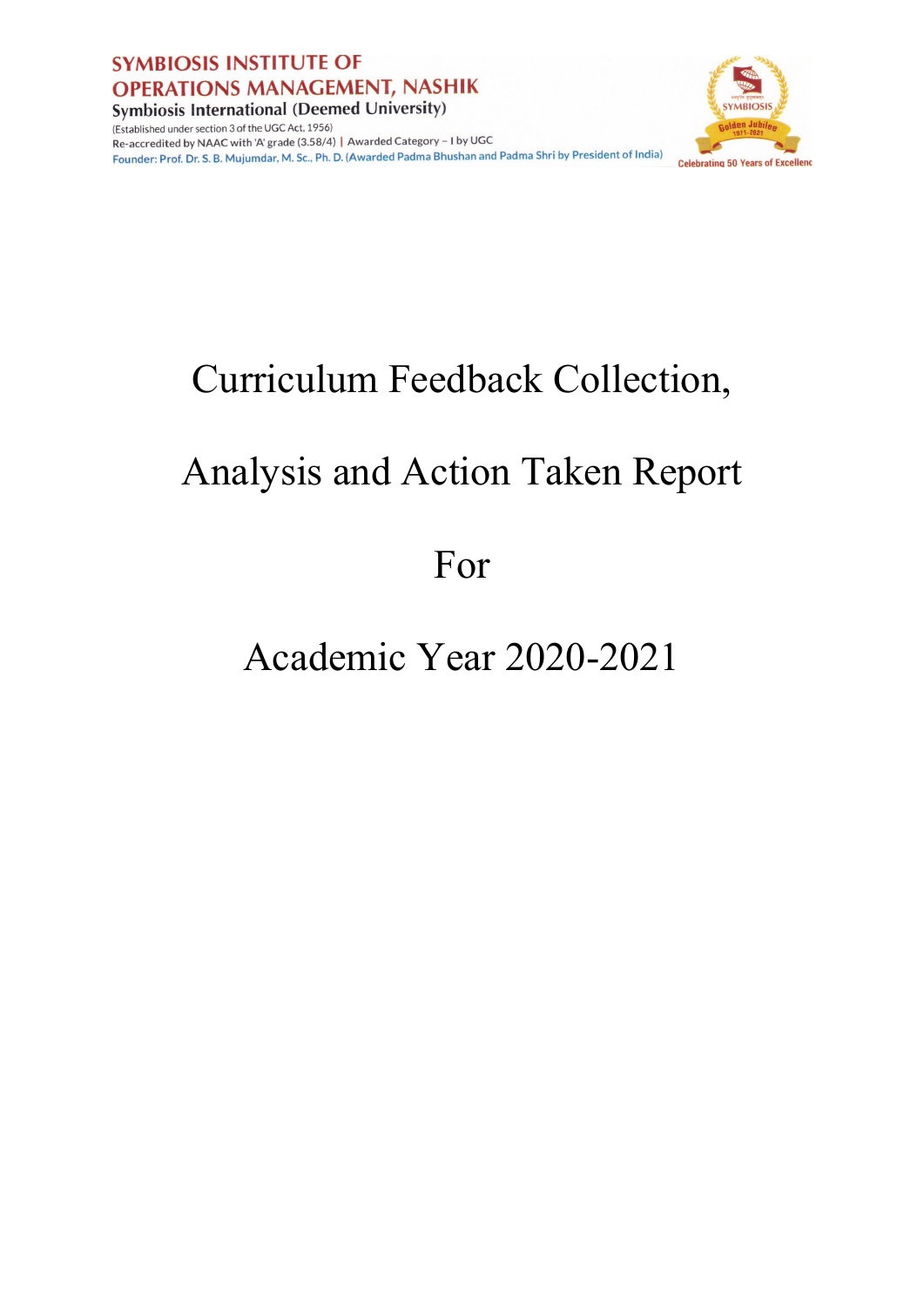SYMBIOSIS INSTITUTE OF OPERATIONS MANAGEMENT, NASHIK
Symbiosis International (Deemed University)
(Established under section 3 of the UGC Act, 1956)
Re-accredited by NAAC with 'A' grade (3.58/4) | Awarded Category – I by UGC
Founder: Prof. Dr. S. B. Mujumdar, M. Sc., Ph. D. (Awarded Padma Bhushan and Padma Shri by President of India)

SYMBIOSIS Golden Jubilee 1971-2021
Celebrating 50 Years of Excellence

# Curriculum Feedback Collection,

# Analysis and Action Taken Report

# For

# Academic Year 2020-2021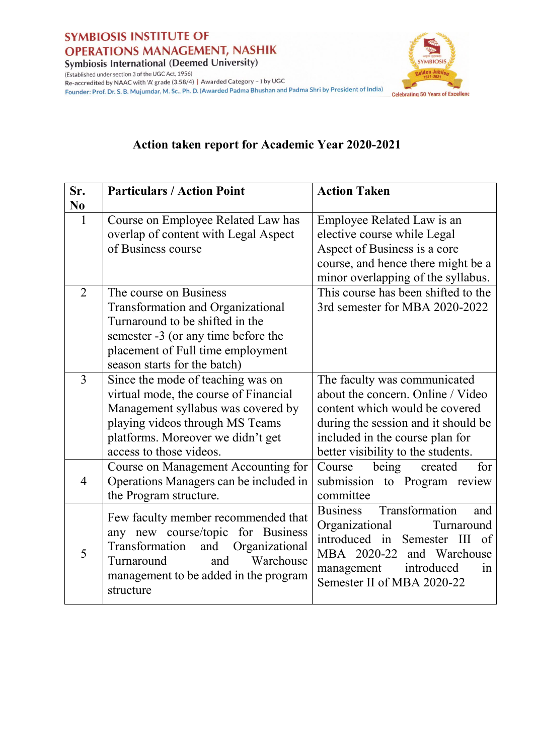SYMBIOSIS INSTITUTE OF OPERATIONS MANAGEMENT, NASHIK
Symbiosis International (Deemed University)
(Established under section 3 of the UGC Act, 1956)
Re-accredited by NAAC with 'A' grade (3.58/4) | Awarded Category – I by UGC
Founder: Prof. Dr. S. B. Mujumdar, M. Sc., Ph. D. (Awarded Padma Bhushan and Padma Shri by President of India)

## Action taken report for Academic Year 2020-2021

| Sr. No | Particulars / Action Point | Action Taken |
|---|---|---|
| 1 | Course on Employee Related Law has overlap of content with Legal Aspect of Business course | Employee Related Law is an elective course while Legal Aspect of Business is a core course, and hence there might be a minor overlapping of the syllabus. |
| 2 | The course on Business Transformation and Organizational Turnaround to be shifted in the semester -3 (or any time before the placement of Full time employment season starts for the batch) | This course has been shifted to the 3rd semester for MBA 2020-2022 |
| 3 | Since the mode of teaching was on virtual mode, the course of Financial Management syllabus was covered by playing videos through MS Teams platforms. Moreover we didn't get access to those videos. | The faculty was communicated about the concern. Online / Video content which would be covered during the session and it should be included in the course plan for better visibility to the students. |
| 4 | Course on Management Accounting for Operations Managers can be included in the Program structure. | Course being created for submission to Program review committee |
| 5 | Few faculty member recommended that any new course/topic for Business Transformation and Organizational Turnaround and Warehouse management to be added in the program structure | Business Transformation and Organizational Turnaround introduced in Semester III of MBA 2020-22 and Warehouse management introduced in Semester II of MBA 2020-22 |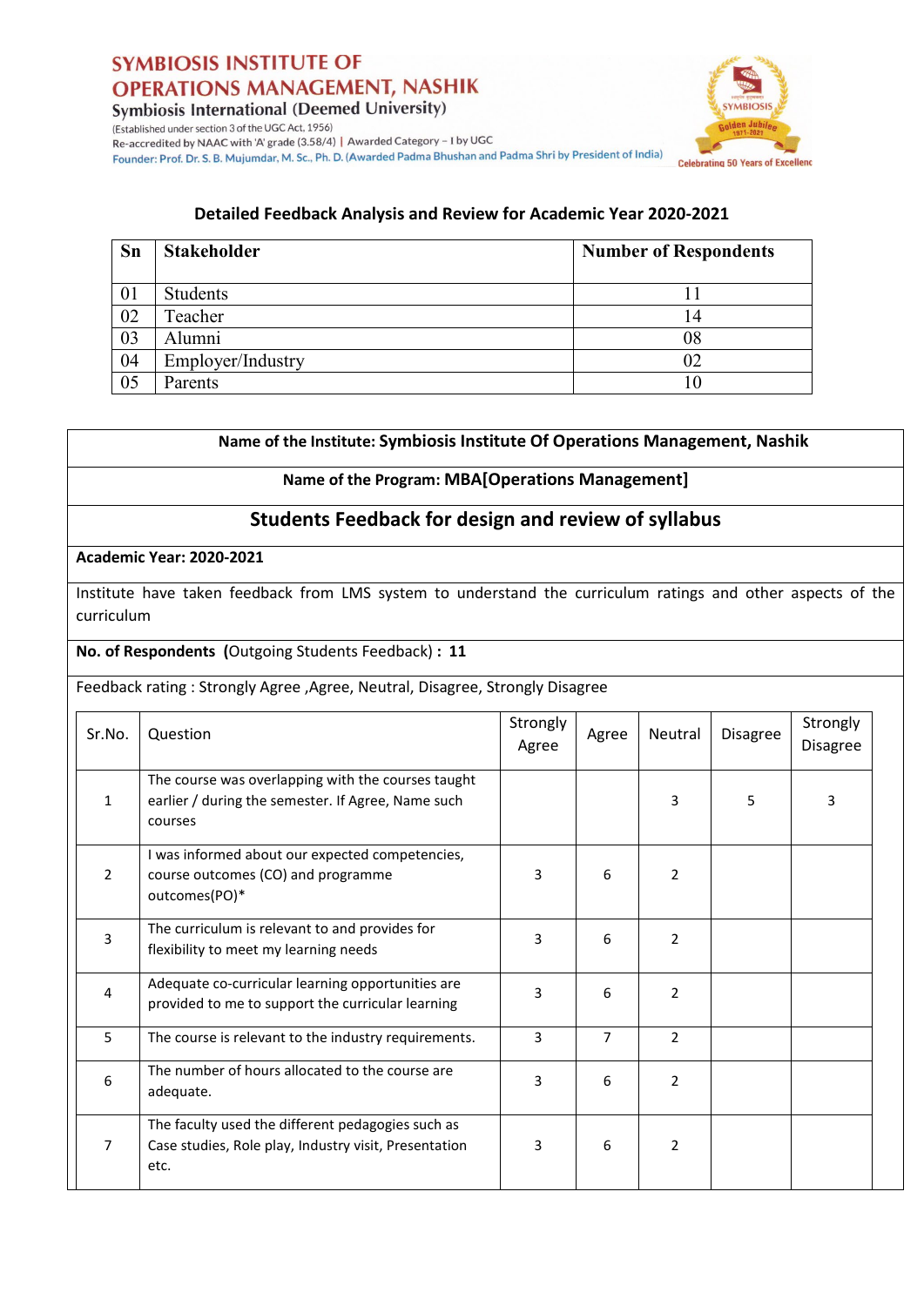# SYMBIOSIS INSTITUTE OF OPERATIONS MANAGEMENT, NASHIK

Symbiosis International (Deemed University)

(Established under section 3 of the UGC Act. 1956)

Re-accredited by NAAC with 'A' grade (3.58/4) | Awarded Category – I by UGC

Founder: Prof. Dr. S. B. Mujumdar, M. Sc., Ph. D. (Awarded Padma Bhushan and Padma Shri by President of India)

SYMBIOSIS Golden Jubilee 1971-2021 Celebrating 50 Years of Excellence

## Detailed Feedback Analysis and Review for Academic Year 2020-2021

| Sn | Stakeholder | Number of Respondents |
|---|---|---|
| 01 | Students | 11 |
| 02 | Teacher | 14 |
| 03 | Alumni | 08 |
| 04 | Employer/Industry | 02 |
| 05 | Parents | 10 |

**Name of the Institute: Symbiosis Institute Of Operations Management, Nashik**

**Name of the Program: MBA[Operations Management]**

## Students Feedback for design and review of syllabus

**Academic Year: 2020-2021**

Institute have taken feedback from LMS system to understand the curriculum ratings and other aspects of the curriculum

**No. of Respondents** (Outgoing Students Feedback) **: 11**

Feedback rating : Strongly Agree ,Agree, Neutral, Disagree, Strongly Disagree

| Sr.No. | Question | Strongly Agree | Agree | Neutral | Disagree | Strongly Disagree |
|---|---|---|---|---|---|---|
| 1 | The course was overlapping with the courses taught earlier / during the semester. If Agree, Name such courses | | | 3 | 5 | 3 |
| 2 | I was informed about our expected competencies, course outcomes (CO) and programme outcomes(PO)* | 3 | 6 | 2 | | |
| 3 | The curriculum is relevant to and provides for flexibility to meet my learning needs | 3 | 6 | 2 | | |
| 4 | Adequate co-curricular learning opportunities are provided to me to support the curricular learning | 3 | 6 | 2 | | |
| 5 | The course is relevant to the industry requirements. | 3 | 7 | 2 | | |
| 6 | The number of hours allocated to the course are adequate. | 3 | 6 | 2 | | |
| 7 | The faculty used the different pedagogies such as Case studies, Role play, Industry visit, Presentation etc. | 3 | 6 | 2 | | |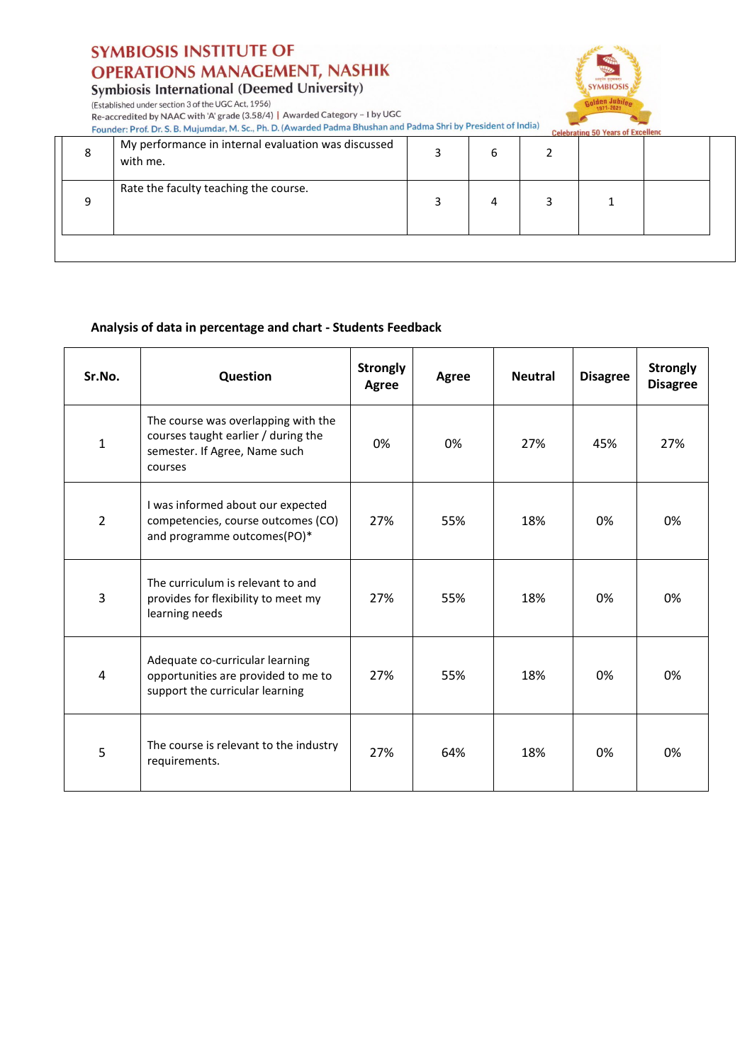| 8 | My performance in internal evaluation was discussed with me. | 3 | 6 | 2 | | |
|---|---|---|---|---|---|---|
| 9 | Rate the faculty teaching the course. | 3 | 4 | 3 | 1 | |

**Analysis of data in percentage and chart - Students Feedback**

| Sr.No. | Question | Strongly Agree | Agree | Neutral | Disagree | Strongly Disagree |
|---|---|---|---|---|---|---|
| 1 | The course was overlapping with the courses taught earlier / during the semester. If Agree, Name such courses | 0% | 0% | 27% | 45% | 27% |
| 2 | I was informed about our expected competencies, course outcomes (CO) and programme outcomes(PO)* | 27% | 55% | 18% | 0% | 0% |
| 3 | The curriculum is relevant to and provides for flexibility to meet my learning needs | 27% | 55% | 18% | 0% | 0% |
| 4 | Adequate co-curricular learning opportunities are provided to me to support the curricular learning | 27% | 55% | 18% | 0% | 0% |
| 5 | The course is relevant to the industry requirements. | 27% | 64% | 18% | 0% | 0% |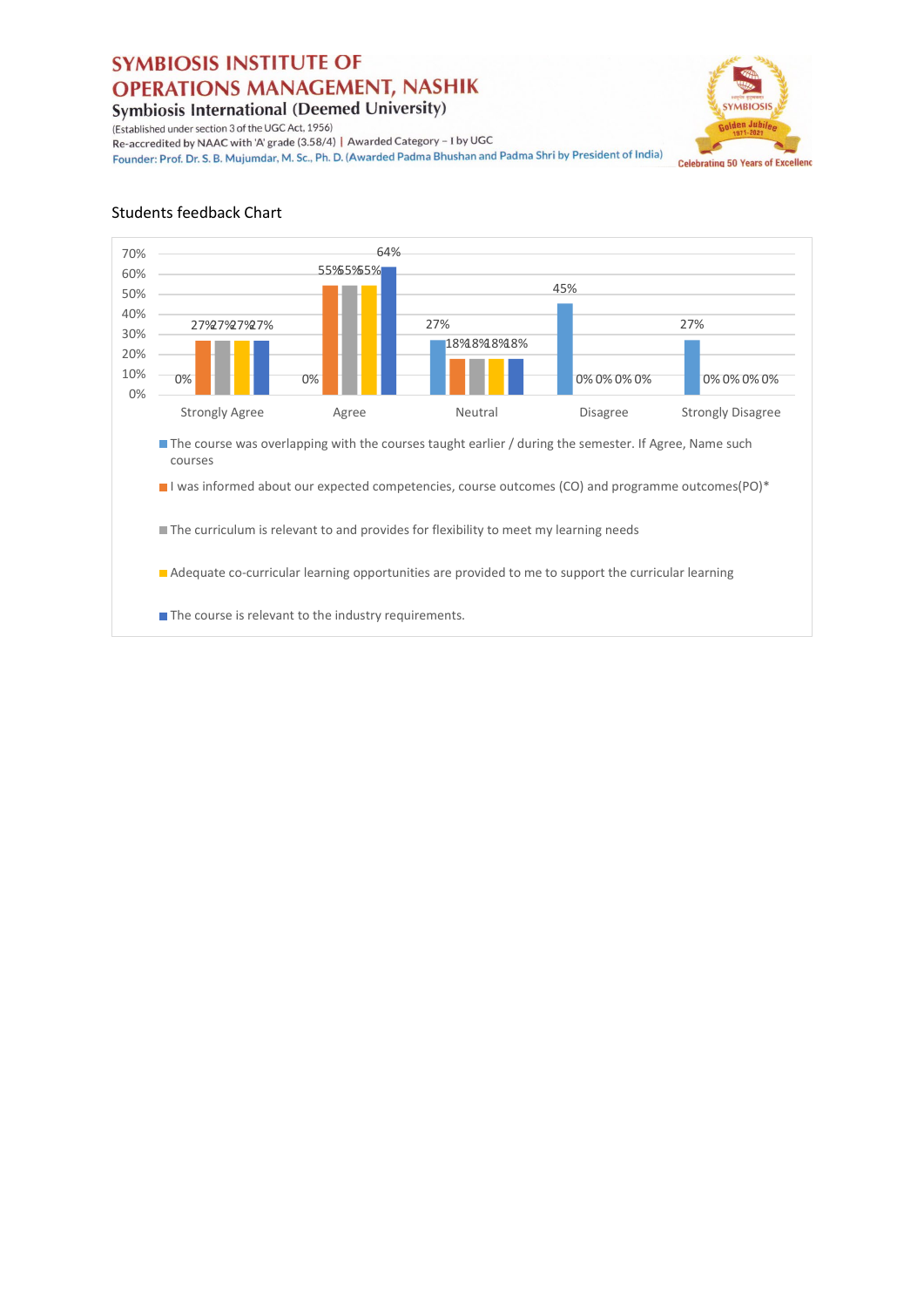Students feedback Chart

| | Strongly Agree | Agree | Neutral | Disagree | Strongly Disagree |
|---|---|---|---|---|---|
| The course was overlapping with the courses taught earlier / during the semester. If Agree, Name such courses | 0% | 0% | 27% | 45% | 27% |
| I was informed about our expected competencies, course outcomes (CO) and programme outcomes(PO)* | 27% | 55% | 18% | 0% | 0% |
| The curriculum is relevant to and provides for flexibility to meet my learning needs | 27% | 55% | 18% | 0% | 0% |
| Adequate co-curricular learning opportunities are provided to me to support the curricular learning | 27% | 55% | 18% | 0% | 0% |
| The course is relevant to the industry requirements. | 27% | 64% | 18% | 0% | 0% |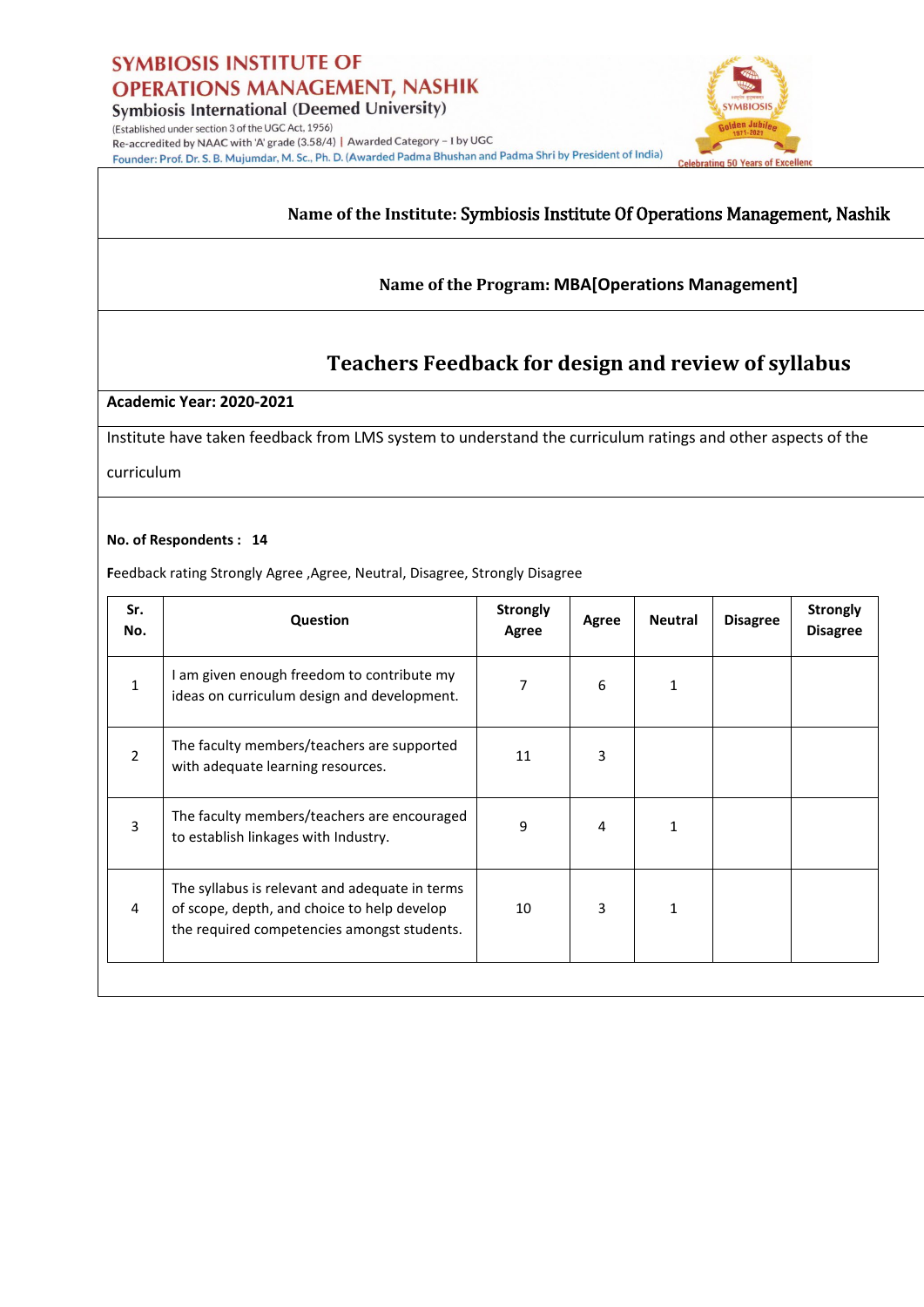**SYMBIOSIS INSTITUTE OF OPERATIONS MANAGEMENT, NASHIK**
Symbiosis International (Deemed University)
(Established under section 3 of the UGC Act, 1956)
Re-accredited by NAAC with 'A' grade (3.58/4) | Awarded Category – I by UGC
Founder: Prof. Dr. S. B. Mujumdar, M. Sc., Ph. D. (Awarded Padma Bhushan and Padma Shri by President of India)

**Name of the Institute:** Symbiosis Institute Of Operations Management, Nashik

**Name of the Program:** MBA[Operations Management]

## Teachers Feedback for design and review of syllabus

**Academic Year: 2020-2021**

Institute have taken feedback from LMS system to understand the curriculum ratings and other aspects of the curriculum

**No. of Respondents : 14**

Feedback rating Strongly Agree ,Agree, Neutral, Disagree, Strongly Disagree

| Sr. No. | Question | Strongly Agree | Agree | Neutral | Disagree | Strongly Disagree |
|---|---|---|---|---|---|---|
| 1 | I am given enough freedom to contribute my ideas on curriculum design and development. | 7 | 6 | 1 | | |
| 2 | The faculty members/teachers are supported with adequate learning resources. | 11 | 3 | | | |
| 3 | The faculty members/teachers are encouraged to establish linkages with Industry. | 9 | 4 | 1 | | |
| 4 | The syllabus is relevant and adequate in terms of scope, depth, and choice to help develop the required competencies amongst students. | 10 | 3 | 1 | | |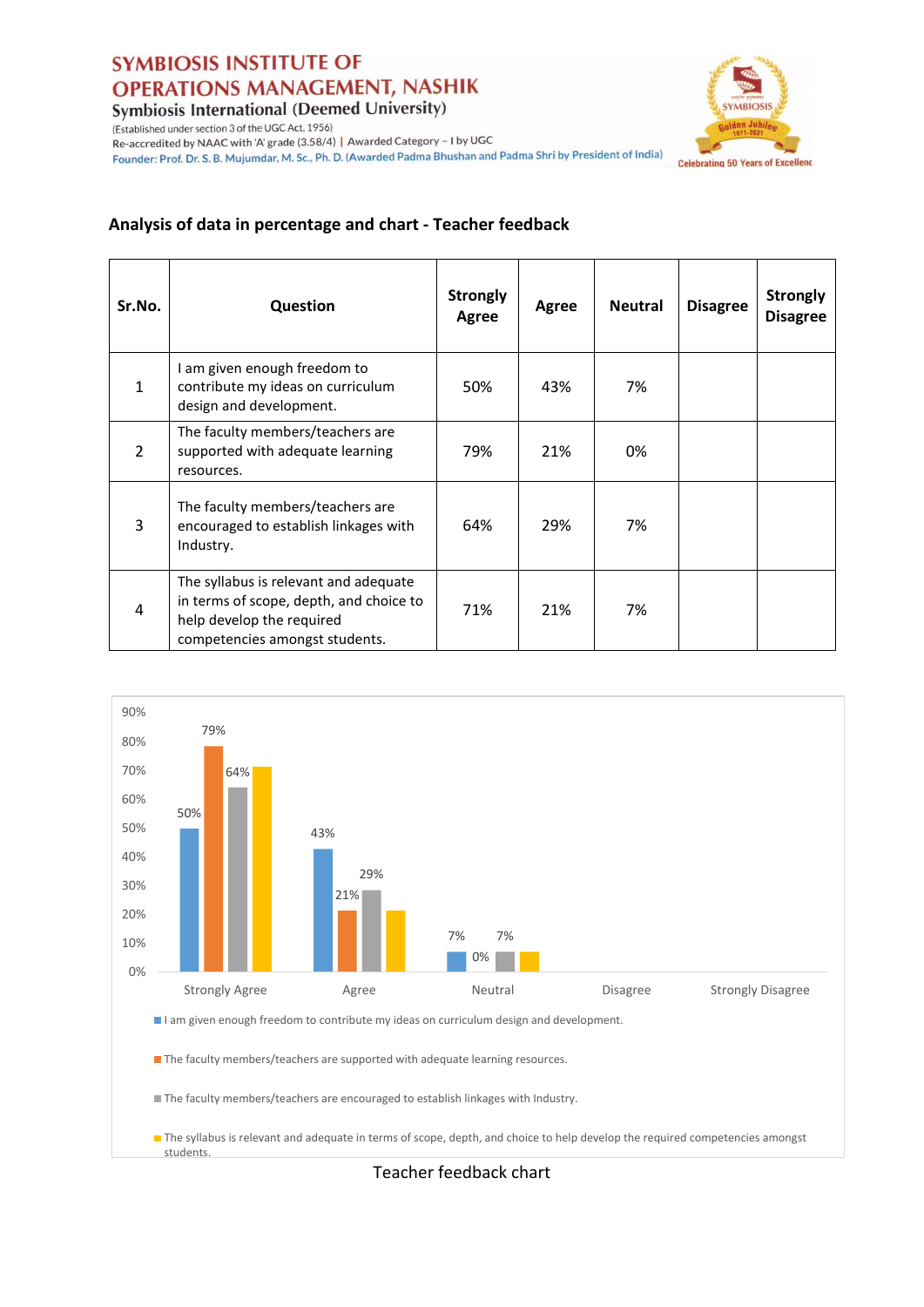## Analysis of data in percentage and chart - Teacher feedback

| Sr.No. | Question | Strongly Agree | Agree | Neutral | Disagree | Strongly Disagree |
|---|---|---|---|---|---|---|
| 1 | I am given enough freedom to contribute my ideas on curriculum design and development. | 50% | 43% | 7% | | |
| 2 | The faculty members/teachers are supported with adequate learning resources. | 79% | 21% | 0% | | |
| 3 | The faculty members/teachers are encouraged to establish linkages with Industry. | 64% | 29% | 7% | | |
| 4 | The syllabus is relevant and adequate in terms of scope, depth, and choice to help develop the required competencies amongst students. | 71% | 21% | 7% | | |

Teacher feedback chart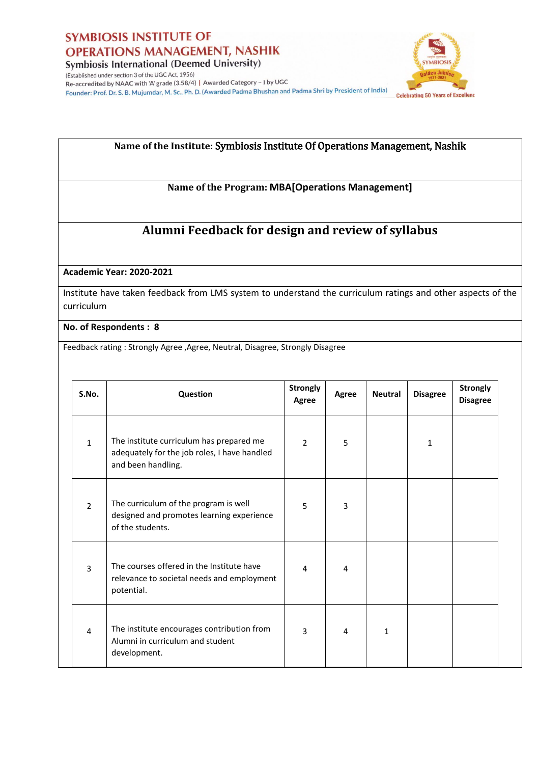SYMBIOSIS INSTITUTE OF OPERATIONS MANAGEMENT, NASHIK
Symbiosis International (Deemed University)
(Established under section 3 of the UGC Act, 1956)
Re-accredited by NAAC with 'A' grade (3.58/4) | Awarded Category – I by UGC
Founder: Prof. Dr. S. B. Mujumdar, M. Sc., Ph. D. (Awarded Padma Bhushan and Padma Shri by President of India)

**Name of the Institute:** Symbiosis Institute Of Operations Management, Nashik

**Name of the Program:** MBA[Operations Management]

## Alumni Feedback for design and review of syllabus

**Academic Year: 2020-2021**

Institute have taken feedback from LMS system to understand the curriculum ratings and other aspects of the curriculum

**No. of Respondents : 8**

Feedback rating : Strongly Agree ,Agree, Neutral, Disagree, Strongly Disagree

| S.No. | Question | Strongly Agree | Agree | Neutral | Disagree | Strongly Disagree |
|---|---|---|---|---|---|---|
| 1 | The institute curriculum has prepared me adequately for the job roles, I have handled and been handling. | 2 | 5 | | 1 | |
| 2 | The curriculum of the program is well designed and promotes learning experience of the students. | 5 | 3 | | | |
| 3 | The courses offered in the Institute have relevance to societal needs and employment potential. | 4 | 4 | | | |
| 4 | The institute encourages contribution from Alumni in curriculum and student development. | 3 | 4 | 1 | | |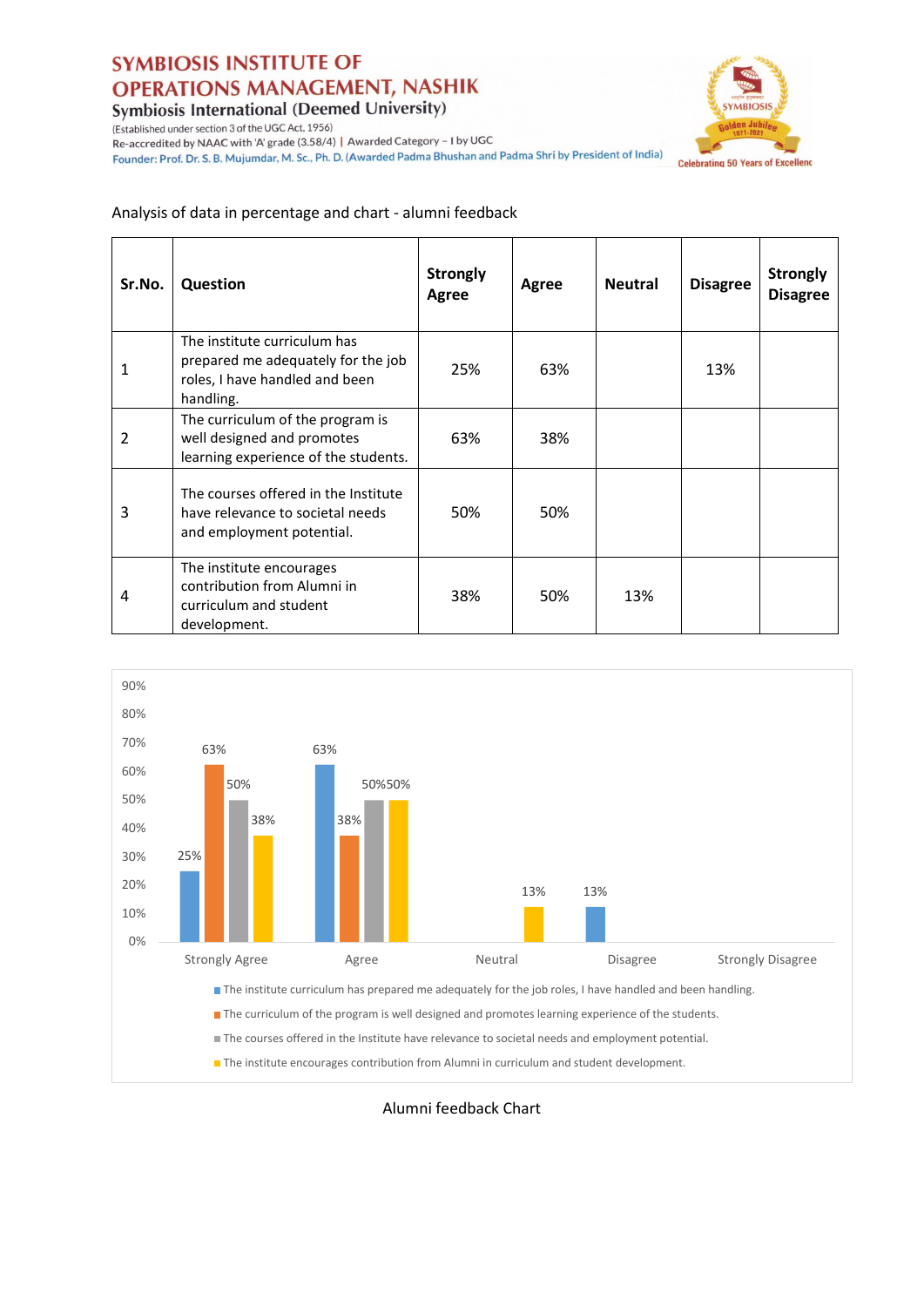Analysis of data in percentage and chart - alumni feedback

| Sr.No. | Question | Strongly Agree | Agree | Neutral | Disagree | Strongly Disagree |
|---|---|---|---|---|---|---|
| 1 | The institute curriculum has prepared me adequately for the job roles, I have handled and been handling. | 25% | 63% | | 13% | |
| 2 | The curriculum of the program is well designed and promotes learning experience of the students. | 63% | 38% | | | |
| 3 | The courses offered in the Institute have relevance to societal needs and employment potential. | 50% | 50% | | | |
| 4 | The institute encourages contribution from Alumni in curriculum and student development. | 38% | 50% | 13% | | |

Alumni feedback Chart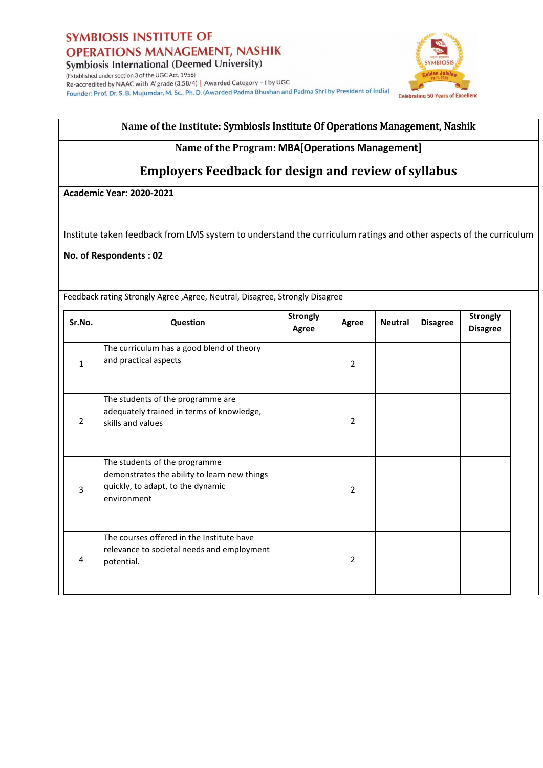**SYMBIOSIS INSTITUTE OF OPERATIONS MANAGEMENT, NASHIK**
Symbiosis International (Deemed University)
(Established under section 3 of the UGC Act, 1956)
Re-accredited by NAAC with 'A' grade (3.58/4) | Awarded Category – I by UGC
Founder: Prof. Dr. S. B. Mujumdar, M. Sc., Ph. D. (Awarded Padma Bhushan and Padma Shri by President of India)

Celebrating 50 Years of Excellence

**Name of the Institute:** Symbiosis Institute Of Operations Management, Nashik

**Name of the Program: MBA[Operations Management]**

## Employers Feedback for design and review of syllabus

**Academic Year: 2020-2021**

Institute taken feedback from LMS system to understand the curriculum ratings and other aspects of the curriculum

**No. of Respondents : 02**

Feedback rating Strongly Agree ,Agree, Neutral, Disagree, Strongly Disagree

| Sr.No. | Question | Strongly Agree | Agree | Neutral | Disagree | Strongly Disagree |
|---|---|---|---|---|---|---|
| 1 | The curriculum has a good blend of theory and practical aspects | | 2 | | | |
| 2 | The students of the programme are adequately trained in terms of knowledge, skills and values | | 2 | | | |
| 3 | The students of the programme demonstrates the ability to learn new things quickly, to adapt, to the dynamic environment | | 2 | | | |
| 4 | The courses offered in the Institute have relevance to societal needs and employment potential. | | 2 | | | |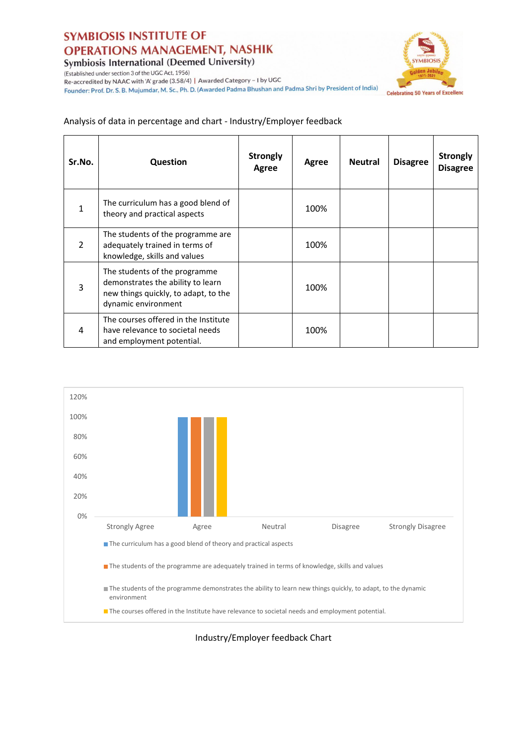# SYMBIOSIS INSTITUTE OF OPERATIONS MANAGEMENT, NASHIK

**Symbiosis International (Deemed University)**

(Established under section 3 of the UGC Act. 1956)

Re-accredited by NAAC with 'A' grade (3.58/4) | Awarded Category – I by UGC

Founder: Prof. Dr. S. B. Mujumdar, M. Sc., Ph. D. (Awarded Padma Bhushan and Padma Shri by President of India)

Celebrating 50 Years of Excellence

Analysis of data in percentage and chart - Industry/Employer feedback

| Sr.No. | Question | Strongly Agree | Agree | Neutral | Disagree | Strongly Disagree |
|---|---|---|---|---|---|---|
| 1 | The curriculum has a good blend of theory and practical aspects | | 100% | | | |
| 2 | The students of the programme are adequately trained in terms of knowledge, skills and values | | 100% | | | |
| 3 | The students of the programme demonstrates the ability to learn new things quickly, to adapt, to the dynamic environment | | 100% | | | |
| 4 | The courses offered in the Institute have relevance to societal needs and employment potential. | | 100% | | | |

| Response | The curriculum has a good blend of theory and practical aspects | The students of the programme are adequately trained in terms of knowledge, skills and values | The students of the programme demonstrates the ability to learn new things quickly, to adapt, to the dynamic environment | The courses offered in the Institute have relevance to societal needs and employment potential. |
|---|---|---|---|---|
| Strongly Agree | | | | |
| Agree | 100% | 100% | 100% | 100% |
| Neutral | | | | |
| Disagree | | | | |
| Strongly Disagree | | | | |

Industry/Employer feedback Chart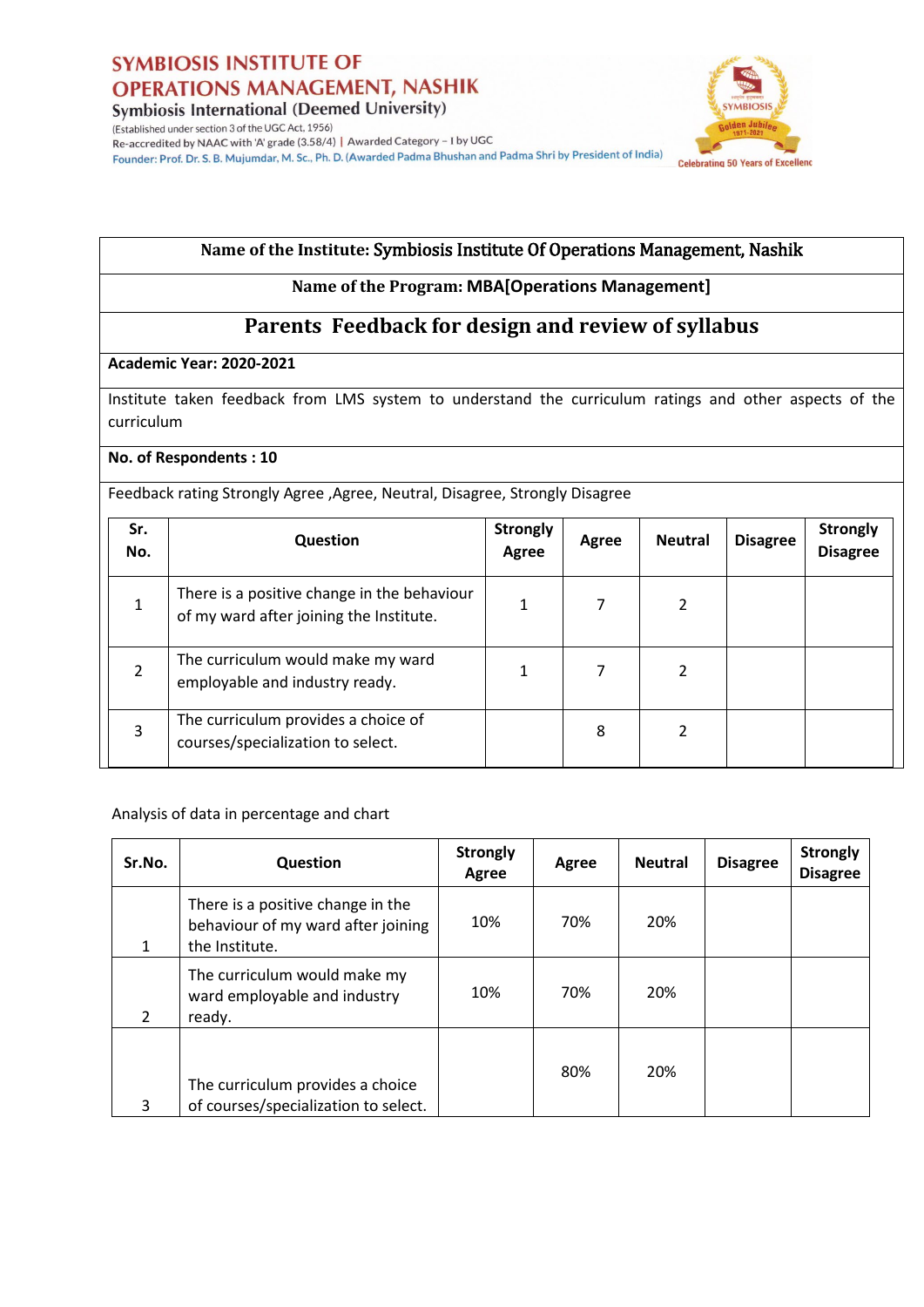**SYMBIOSIS INSTITUTE OF OPERATIONS MANAGEMENT, NASHIK**
**Symbiosis International (Deemed University)**
(Established under section 3 of the UGC Act, 1956)
Re-accredited by NAAC with 'A' grade (3.58/4) | Awarded Category – I by UGC
Founder: Prof. Dr. S. B. Mujumdar, M. Sc., Ph. D. (Awarded Padma Bhushan and Padma Shri by President of India)

Celebrating 50 Years of Excellence

**Name of the Institute: Symbiosis Institute Of Operations Management, Nashik**

**Name of the Program: MBA[Operations Management]**

## Parents Feedback for design and review of syllabus

**Academic Year: 2020-2021**

Institute taken feedback from LMS system to understand the curriculum ratings and other aspects of the curriculum

**No. of Respondents : 10**

Feedback rating Strongly Agree ,Agree, Neutral, Disagree, Strongly Disagree

| Sr. No. | Question | Strongly Agree | Agree | Neutral | Disagree | Strongly Disagree |
|---|---|---|---|---|---|---|
| 1 | There is a positive change in the behaviour of my ward after joining the Institute. | 1 | 7 | 2 | | |
| 2 | The curriculum would make my ward employable and industry ready. | 1 | 7 | 2 | | |
| 3 | The curriculum provides a choice of courses/specialization to select. | | 8 | 2 | | |

Analysis of data in percentage and chart

| Sr.No. | Question | Strongly Agree | Agree | Neutral | Disagree | Strongly Disagree |
|---|---|---|---|---|---|---|
| 1 | There is a positive change in the behaviour of my ward after joining the Institute. | 10% | 70% | 20% | | |
| 2 | The curriculum would make my ward employable and industry ready. | 10% | 70% | 20% | | |
| 3 | The curriculum provides a choice of courses/specialization to select. | | 80% | 20% | | |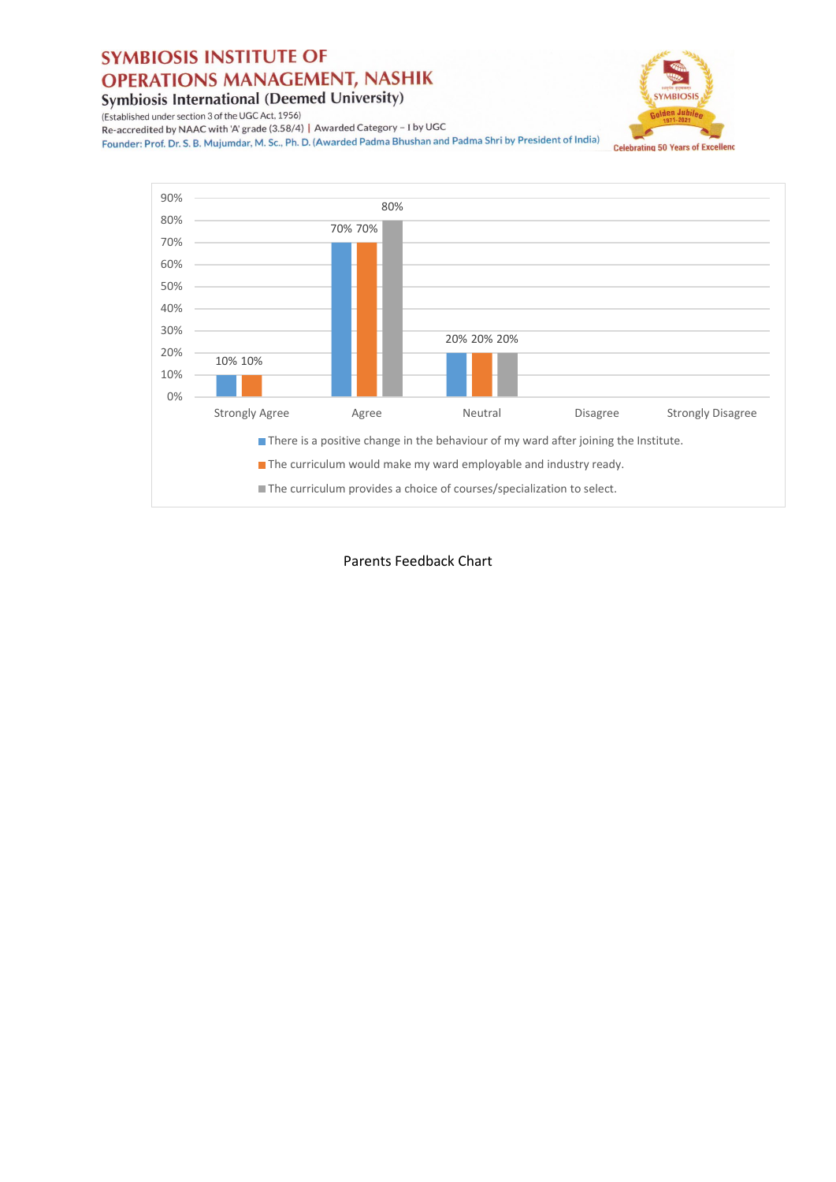# SYMBIOSIS INSTITUTE OF OPERATIONS MANAGEMENT, NASHIK

**Symbiosis International (Deemed University)**

(Established under section 3 of the UGC Act, 1956)

Re-accredited by NAAC with 'A' grade (3.58/4) | Awarded Category – I by UGC

Founder: Prof. Dr. S. B. Mujumdar, M. Sc., Ph. D. (Awarded Padma Bhushan and Padma Shri by President of India)

SYMBIOSIS Golden Jubilee 1971-2021

Celebrating 50 Years of Excellenc

90%
80%
70%
60%
50%
40%
30%
20%
10%
0%

10% 10%
70% 70% 80%
20% 20% 20%

Strongly Agree
Agree
Neutral
Disagree
Strongly Disagree

There is a positive change in the behaviour of my ward after joining the Institute.

The curriculum would make my ward employable and industry ready.

The curriculum provides a choice of courses/specialization to select.

Parents Feedback Chart